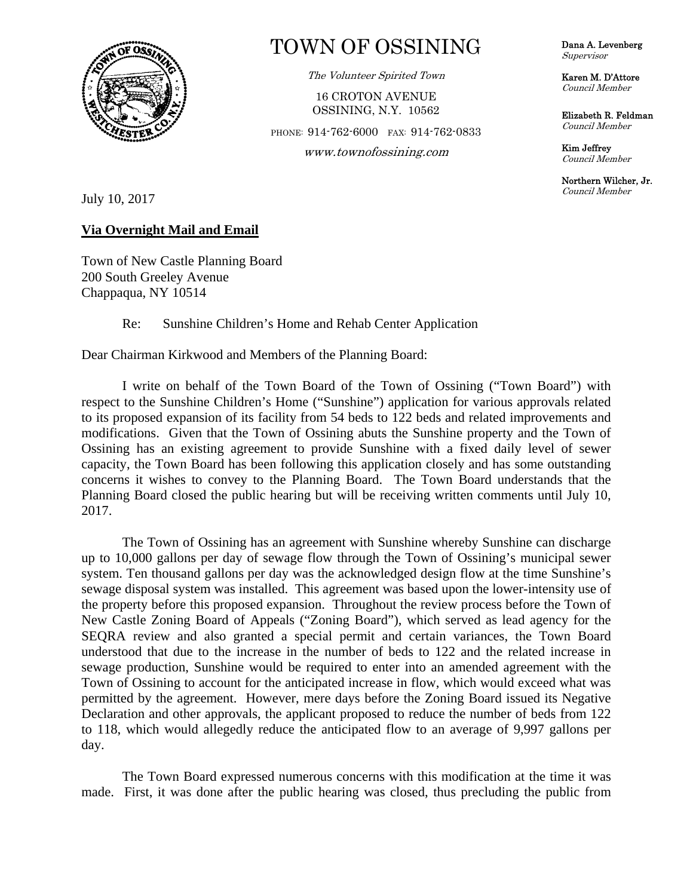# TOWN OF OSSINING

*The Volunteer Spirited Town*

16 CROTON AVENUE
OSSINING, N.Y. 10562

PHONE: 914-762-6000 FAX: 914-762-0833

*www.townofossining.com*

**Dana A. Levenberg**
*Supervisor*

**Karen M. D'Attore**
*Council Member*

**Elizabeth R. Feldman**
*Council Member*

**Kim Jeffrey**
*Council Member*

**Northern Wilcher, Jr.**
*Council Member*

July 10, 2017

**Via Overnight Mail and Email**

Town of New Castle Planning Board
200 South Greeley Avenue
Chappaqua, NY 10514

Re: Sunshine Children's Home and Rehab Center Application

Dear Chairman Kirkwood and Members of the Planning Board:

I write on behalf of the Town Board of the Town of Ossining ("Town Board") with respect to the Sunshine Children's Home ("Sunshine") application for various approvals related to its proposed expansion of its facility from 54 beds to 122 beds and related improvements and modifications. Given that the Town of Ossining abuts the Sunshine property and the Town of Ossining has an existing agreement to provide Sunshine with a fixed daily level of sewer capacity, the Town Board has been following this application closely and has some outstanding concerns it wishes to convey to the Planning Board. The Town Board understands that the Planning Board closed the public hearing but will be receiving written comments until July 10, 2017.

The Town of Ossining has an agreement with Sunshine whereby Sunshine can discharge up to 10,000 gallons per day of sewage flow through the Town of Ossining's municipal sewer system. Ten thousand gallons per day was the acknowledged design flow at the time Sunshine's sewage disposal system was installed. This agreement was based upon the lower-intensity use of the property before this proposed expansion. Throughout the review process before the Town of New Castle Zoning Board of Appeals ("Zoning Board"), which served as lead agency for the SEQRA review and also granted a special permit and certain variances, the Town Board understood that due to the increase in the number of beds to 122 and the related increase in sewage production, Sunshine would be required to enter into an amended agreement with the Town of Ossining to account for the anticipated increase in flow, which would exceed what was permitted by the agreement. However, mere days before the Zoning Board issued its Negative Declaration and other approvals, the applicant proposed to reduce the number of beds from 122 to 118, which would allegedly reduce the anticipated flow to an average of 9,997 gallons per day.

The Town Board expressed numerous concerns with this modification at the time it was made. First, it was done after the public hearing was closed, thus precluding the public from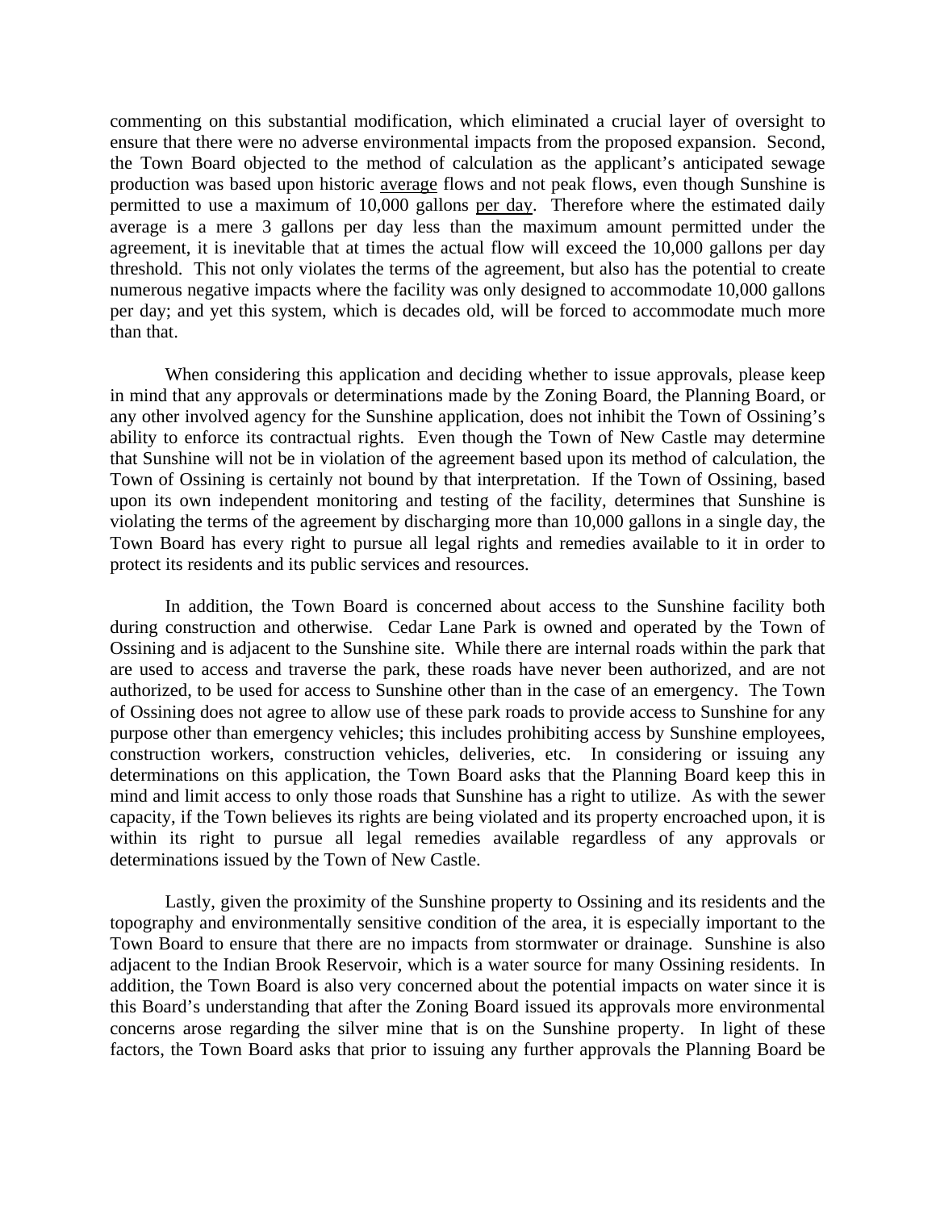commenting on this substantial modification, which eliminated a crucial layer of oversight to ensure that there were no adverse environmental impacts from the proposed expansion. Second, the Town Board objected to the method of calculation as the applicant's anticipated sewage production was based upon historic average flows and not peak flows, even though Sunshine is permitted to use a maximum of 10,000 gallons per day. Therefore where the estimated daily average is a mere 3 gallons per day less than the maximum amount permitted under the agreement, it is inevitable that at times the actual flow will exceed the 10,000 gallons per day threshold. This not only violates the terms of the agreement, but also has the potential to create numerous negative impacts where the facility was only designed to accommodate 10,000 gallons per day; and yet this system, which is decades old, will be forced to accommodate much more than that.

When considering this application and deciding whether to issue approvals, please keep in mind that any approvals or determinations made by the Zoning Board, the Planning Board, or any other involved agency for the Sunshine application, does not inhibit the Town of Ossining's ability to enforce its contractual rights. Even though the Town of New Castle may determine that Sunshine will not be in violation of the agreement based upon its method of calculation, the Town of Ossining is certainly not bound by that interpretation. If the Town of Ossining, based upon its own independent monitoring and testing of the facility, determines that Sunshine is violating the terms of the agreement by discharging more than 10,000 gallons in a single day, the Town Board has every right to pursue all legal rights and remedies available to it in order to protect its residents and its public services and resources.

In addition, the Town Board is concerned about access to the Sunshine facility both during construction and otherwise. Cedar Lane Park is owned and operated by the Town of Ossining and is adjacent to the Sunshine site. While there are internal roads within the park that are used to access and traverse the park, these roads have never been authorized, and are not authorized, to be used for access to Sunshine other than in the case of an emergency. The Town of Ossining does not agree to allow use of these park roads to provide access to Sunshine for any purpose other than emergency vehicles; this includes prohibiting access by Sunshine employees, construction workers, construction vehicles, deliveries, etc. In considering or issuing any determinations on this application, the Town Board asks that the Planning Board keep this in mind and limit access to only those roads that Sunshine has a right to utilize. As with the sewer capacity, if the Town believes its rights are being violated and its property encroached upon, it is within its right to pursue all legal remedies available regardless of any approvals or determinations issued by the Town of New Castle.

Lastly, given the proximity of the Sunshine property to Ossining and its residents and the topography and environmentally sensitive condition of the area, it is especially important to the Town Board to ensure that there are no impacts from stormwater or drainage. Sunshine is also adjacent to the Indian Brook Reservoir, which is a water source for many Ossining residents. In addition, the Town Board is also very concerned about the potential impacts on water since it is this Board's understanding that after the Zoning Board issued its approvals more environmental concerns arose regarding the silver mine that is on the Sunshine property. In light of these factors, the Town Board asks that prior to issuing any further approvals the Planning Board be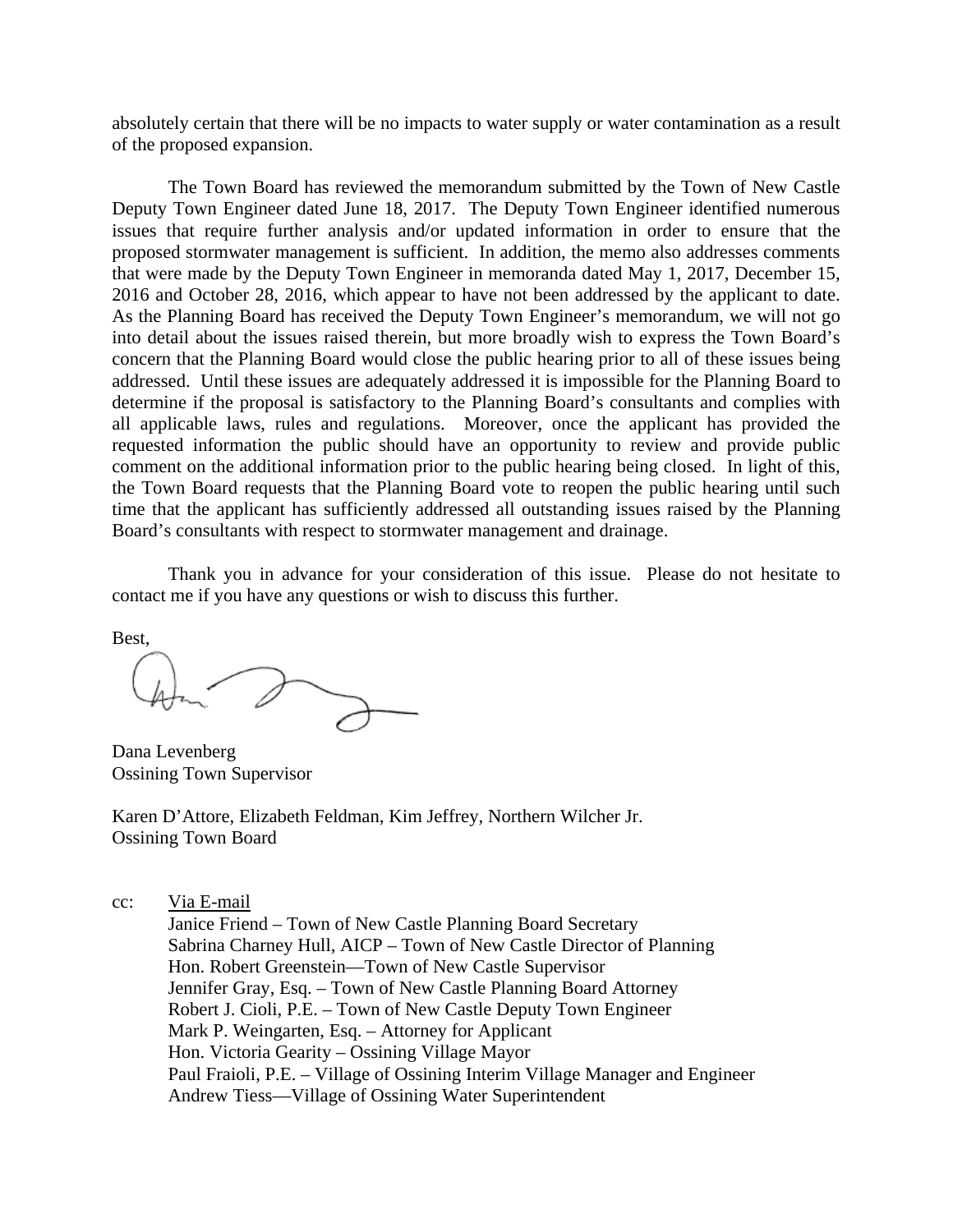absolutely certain that there will be no impacts to water supply or water contamination as a result of the proposed expansion.

The Town Board has reviewed the memorandum submitted by the Town of New Castle Deputy Town Engineer dated June 18, 2017. The Deputy Town Engineer identified numerous issues that require further analysis and/or updated information in order to ensure that the proposed stormwater management is sufficient. In addition, the memo also addresses comments that were made by the Deputy Town Engineer in memoranda dated May 1, 2017, December 15, 2016 and October 28, 2016, which appear to have not been addressed by the applicant to date. As the Planning Board has received the Deputy Town Engineer's memorandum, we will not go into detail about the issues raised therein, but more broadly wish to express the Town Board's concern that the Planning Board would close the public hearing prior to all of these issues being addressed. Until these issues are adequately addressed it is impossible for the Planning Board to determine if the proposal is satisfactory to the Planning Board's consultants and complies with all applicable laws, rules and regulations. Moreover, once the applicant has provided the requested information the public should have an opportunity to review and provide public comment on the additional information prior to the public hearing being closed. In light of this, the Town Board requests that the Planning Board vote to reopen the public hearing until such time that the applicant has sufficiently addressed all outstanding issues raised by the Planning Board's consultants with respect to stormwater management and drainage.

Thank you in advance for your consideration of this issue. Please do not hesitate to contact me if you have any questions or wish to discuss this further.

Best,

Dana Levenberg
Ossining Town Supervisor

Karen D'Attore, Elizabeth Feldman, Kim Jeffrey, Northern Wilcher Jr.
Ossining Town Board

cc: Via E-mail
Janice Friend – Town of New Castle Planning Board Secretary
Sabrina Charney Hull, AICP – Town of New Castle Director of Planning
Hon. Robert Greenstein—Town of New Castle Supervisor
Jennifer Gray, Esq. – Town of New Castle Planning Board Attorney
Robert J. Cioli, P.E. – Town of New Castle Deputy Town Engineer
Mark P. Weingarten, Esq. – Attorney for Applicant
Hon. Victoria Gearity – Ossining Village Mayor
Paul Fraioli, P.E. – Village of Ossining Interim Village Manager and Engineer
Andrew Tiess—Village of Ossining Water Superintendent